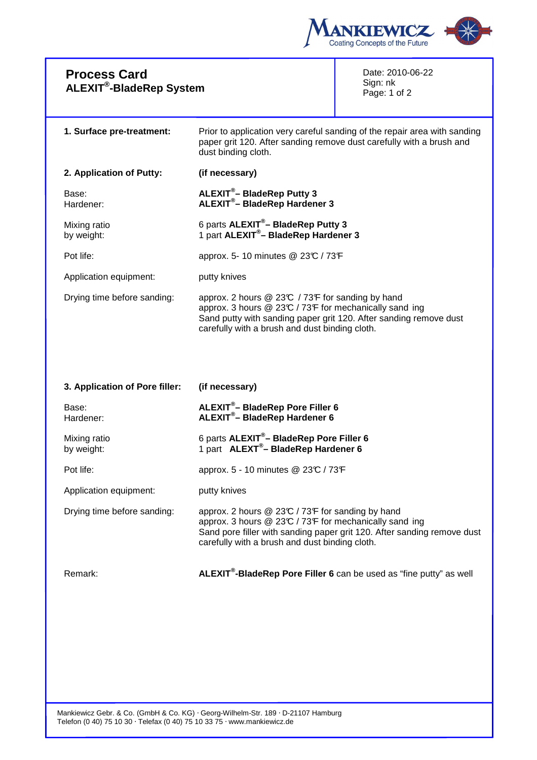# Process Card
## ALEXIT®-BladeRep System

Date: 2010-06-22
Sign: nk

**1. Surface pre-treatment:** Prior to application very careful sanding of the repair area with sanding paper grit 120. After sanding remove dust carefully with a brush and dust binding cloth.

**2. Application of Putty:** **(if necessary)**

| | |
|---|---|
| Base:<br>Hardener: | **ALEXIT®– BladeRep Putty 3**<br>**ALEXIT®– BladeRep Hardener 3** |
| Mixing ratio by weight: | 6 parts **ALEXIT®– BladeRep Putty 3**<br>1 part **ALEXIT®– BladeRep Hardener 3** |
| Pot life: | approx. 5- 10 minutes @ 23℃ / 73℉ |
| Application equipment: | putty knives |
| Drying time before sanding: | approx. 2 hours @ 23℃ / 73℉ for sanding by hand<br>approx. 3 hours @ 23℃ / 73℉ for mechanically sand ing<br>Sand putty with sanding paper grit 120. After sanding remove dust carefully with a brush and dust binding cloth. |

**3. Application of Pore filler:** **(if necessary)**

| | |
|---|---|
| Base:<br>Hardener: | **ALEXIT®– BladeRep Pore Filler 6**<br>**ALEXIT®– BladeRep Hardener 6** |
| Mixing ratio by weight: | 6 parts **ALEXIT®– BladeRep Pore Filler 6**<br>1 part **ALEXT®– BladeRep Hardener 6** |
| Pot life: | approx. 5 - 10 minutes @ 23℃ / 73℉ |
| Application equipment: | putty knives |
| Drying time before sanding: | approx. 2 hours @ 23℃ / 73℉ for sanding by hand<br>approx. 3 hours @ 23℃ / 73℉ for mechanically sand ing<br>Sand pore filler with sanding paper grit 120. After sanding remove dust carefully with a brush and dust binding cloth. |
| Remark: | **ALEXIT®-BladeRep Pore Filler 6** can be used as “fine putty” as well |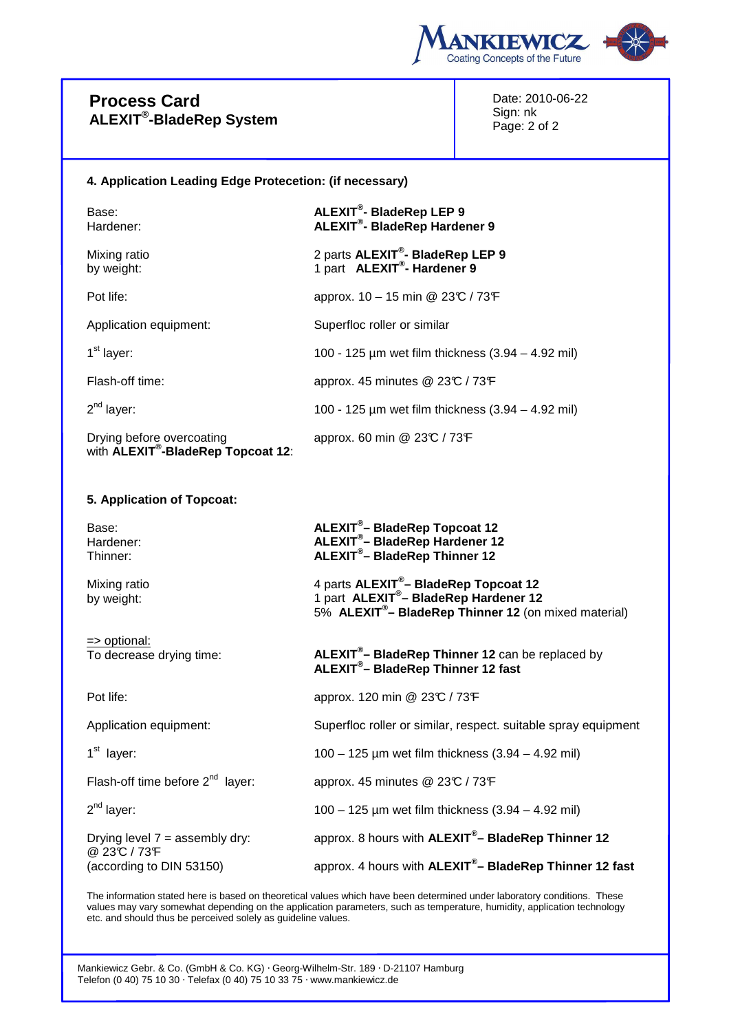**Process Card**
**ALEXIT®-BladeRep System**

Date: 2010-06-22
Sign: nk

### 4. Application Leading Edge Protecetion: (if necessary)

| | |
|---|---|
| Base:<br>Hardener: | **ALEXIT®- BladeRep LEP 9**<br>**ALEXIT®- BladeRep Hardener 9** |
| Mixing ratio<br>by weight: | 2 parts **ALEXIT®- BladeRep LEP 9**<br>1 part **ALEXIT®- Hardener 9** |
| Pot life: | approx. 10 – 15 min @ 23°C / 73°F |
| Application equipment: | Superfloc roller or similar |
| 1st layer: | 100 - 125 µm wet film thickness (3.94 – 4.92 mil) |
| Flash-off time: | approx. 45 minutes @ 23°C / 73°F |
| 2nd layer: | 100 - 125 µm wet film thickness (3.94 – 4.92 mil) |
| Drying before overcoating<br>with **ALEXIT®-BladeRep Topcoat 12**: | approx. 60 min @ 23°C / 73°F |

### 5. Application of Topcoat:

| | |
|---|---|
| Base:<br>Hardener:<br>Thinner: | **ALEXIT®– BladeRep Topcoat 12**<br>**ALEXIT®– BladeRep Hardener 12**<br>**ALEXIT®– BladeRep Thinner 12** |
| Mixing ratio<br>by weight: | 4 parts **ALEXIT®– BladeRep Topcoat 12**<br>1 part **ALEXIT®– BladeRep Hardener 12**<br>5% **ALEXIT®– BladeRep Thinner 12** (on mixed material) |
| => optional:<br>To decrease drying time: | **ALEXIT®– BladeRep Thinner 12** can be replaced by<br>**ALEXIT®– BladeRep Thinner 12 fast** |
| Pot life: | approx. 120 min @ 23°C / 73°F |
| Application equipment: | Superfloc roller or similar, respect. suitable spray equipment |
| 1st layer: | 100 – 125 µm wet film thickness (3.94 – 4.92 mil) |
| Flash-off time before 2nd layer: | approx. 45 minutes @ 23°C / 73°F |
| 2nd layer: | 100 – 125 µm wet film thickness (3.94 – 4.92 mil) |
| Drying level 7 = assembly dry:<br>@ 23°C / 73°F<br>(according to DIN 53150) | approx. 8 hours with **ALEXIT®– BladeRep Thinner 12**<br>approx. 4 hours with **ALEXIT®– BladeRep Thinner 12 fast** |

The information stated here is based on theoretical values which have been determined under laboratory conditions. These values may vary somewhat depending on the application parameters, such as temperature, humidity, application technology etc. and should thus be perceived solely as guideline values.

Mankiewicz Gebr. & Co. (GmbH & Co. KG) · Georg-Wilhelm-Str. 189 · D-21107 Hamburg
Telefon (0 40) 75 10 30 · Telefax (0 40) 75 10 33 75 · www.mankiewicz.de